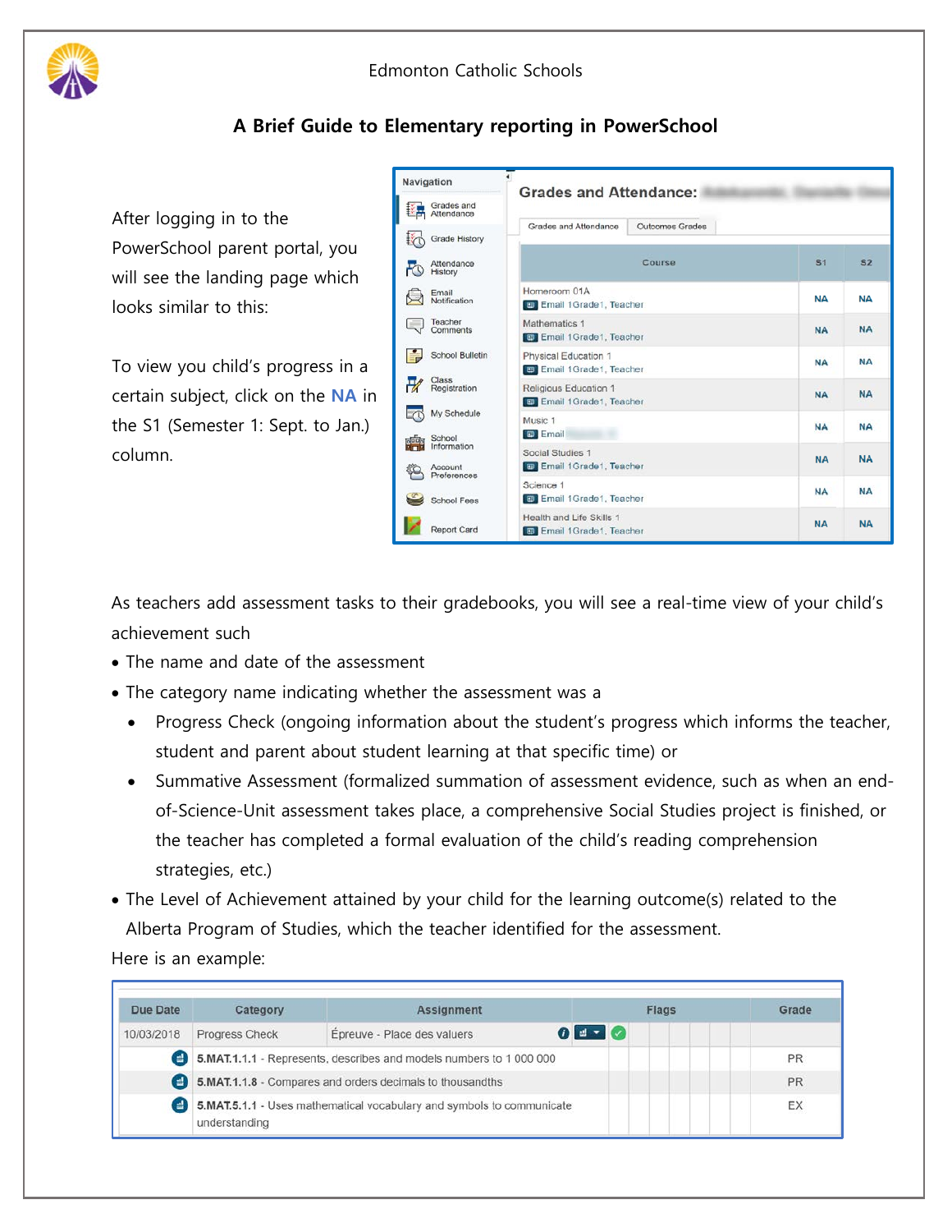Edmonton Catholic Schools

# A Brief Guide to Elementary reporting in PowerSchool

After logging in to the PowerSchool parent portal, you will see the landing page which looks similar to this:

To view you child's progress in a certain subject, click on the NA in the S1 (Semester 1: Sept. to Jan.) column.

**Grades and Attendance:**

| Course | S1 | S2 |
|---|---|---|
| Homeroom 01A<br>Email 1Grade1, Teacher | NA | NA |
| Mathematics 1<br>Email 1Grade1, Teacher | NA | NA |
| Physical Education 1<br>Email 1Grade1, Teacher | NA | NA |
| Religious Education 1<br>Email 1Grade1, Teacher | NA | NA |
| Music 1<br>Email | NA | NA |
| Social Studies 1<br>Email 1Grade1, Teacher | NA | NA |
| Science 1<br>Email 1Grade1, Teacher | NA | NA |
| Health and Life Skills 1<br>Email 1Grade1, Teacher | NA | NA |

As teachers add assessment tasks to their gradebooks, you will see a real-time view of your child's achievement such

- The name and date of the assessment
- The category name indicating whether the assessment was a
  - Progress Check (ongoing information about the student's progress which informs the teacher, student and parent about student learning at that specific time) or
  - Summative Assessment (formalized summation of assessment evidence, such as when an end-of-Science-Unit assessment takes place, a comprehensive Social Studies project is finished, or the teacher has completed a formal evaluation of the child's reading comprehension strategies, etc.)
- The Level of Achievement attained by your child for the learning outcome(s) related to the Alberta Program of Studies, which the teacher identified for the assessment.

Here is an example:

| Due Date | Category | Assignment | Flags | Grade |
|---|---|---|---|---|
| 10/03/2018 | Progress Check | Épreuve - Place des valuers | | |
| | **5.MAT.1.1.1** - Represents, describes and models numbers to 1 000 000 | | | PR |
| | **5.MAT.1.1.8** - Compares and orders decimals to thousandths | | | PR |
| | **5.MAT.5.1.1** - Uses mathematical vocabulary and symbols to communicate understanding | | | EX |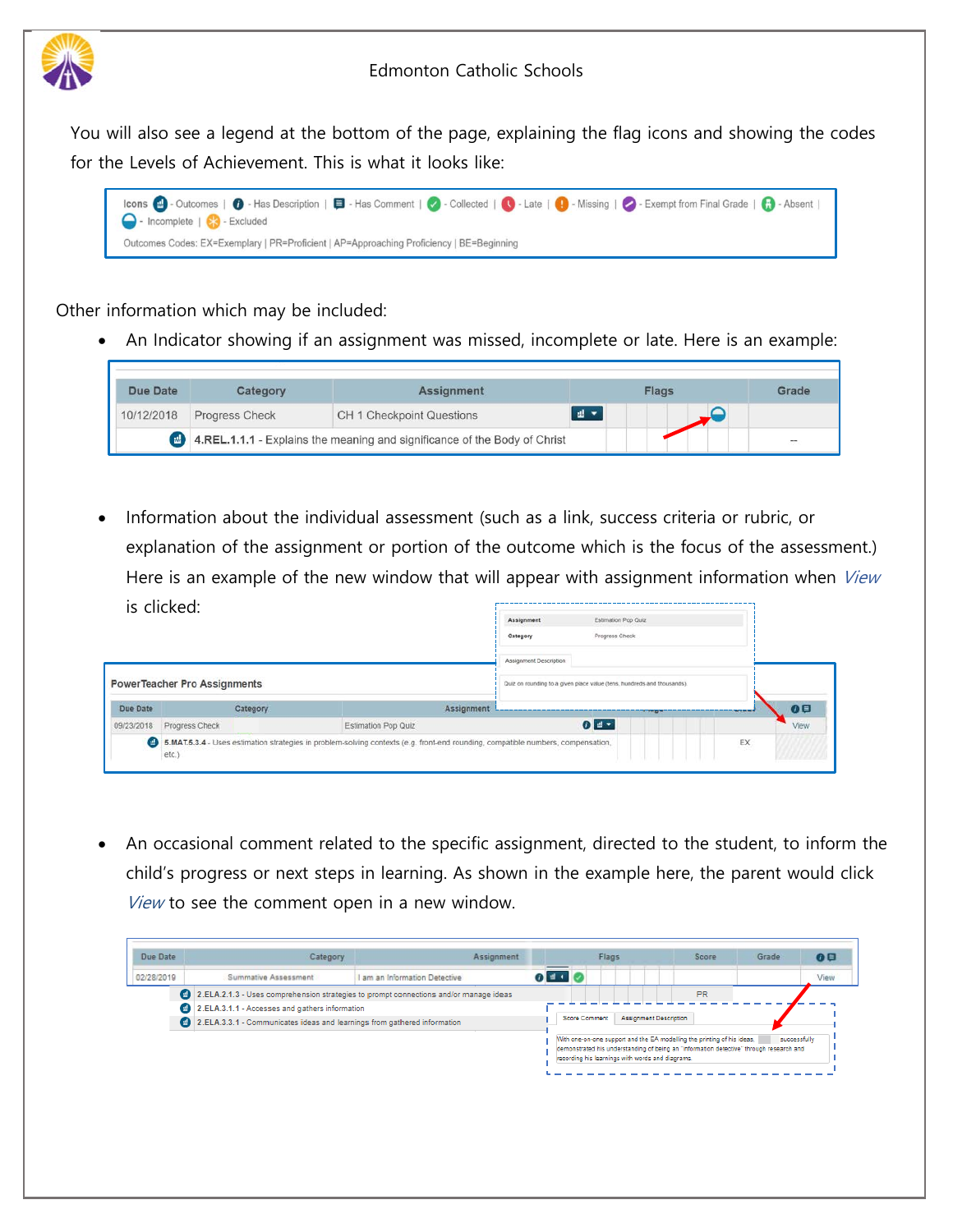Edmonton Catholic Schools

You will also see a legend at the bottom of the page, explaining the flag icons and showing the codes for the Levels of Achievement. This is what it looks like:

Icons - Outcomes | - Has Description | - Has Comment | - Collected | - Late | - Missing | - Exempt from Final Grade | - Absent | - Incomplete | - Excluded

Outcomes Codes: EX=Exemplary | PR=Proficient | AP=Approaching Proficiency | BE=Beginning

Other information which may be included:

- An Indicator showing if an assignment was missed, incomplete or late. Here is an example:

| Due Date | Category | Assignment | Flags | Grade |
|---|---|---|---|---|
| 10/12/2018 | Progress Check | CH 1 Checkpoint Questions | | |
| | 4.REL.1.1.1 - Explains the meaning and significance of the Body of Christ | | | -- |

- Information about the individual assessment (such as a link, success criteria or rubric, or explanation of the assignment or portion of the outcome which is the focus of the assessment.) Here is an example of the new window that will appear with assignment information when *View* is clicked:

Assignment: Estimation Pop Quiz
Category: Progress Check
Assignment Description
Quiz on rounding to a given place value (tens, hundreds and thousands).

PowerTeacher Pro Assignments

| Due Date | Category | Assignment | Flags | Grade | |
|---|---|---|---|---|---|
| 09/23/2018 | Progress Check | Estimation Pop Quiz | | | View |
| | 5.MAT.5.3.4 - Uses estimation strategies in problem-solving contexts (e.g. front-end rounding, compatible numbers, compensation, etc.) | | | EX | |

- An occasional comment related to the specific assignment, directed to the student, to inform the child's progress or next steps in learning. As shown in the example here, the parent would click *View* to see the comment open in a new window.

| Due Date | Category | Assignment | Flags | Score | Grade | |
|---|---|---|---|---|---|---|
| 02/28/2019 | Summative Assessment | I am an Information Detective | | | | View |
| | 2.ELA.2.1.3 - Uses comprehension strategies to prompt connections and/or manage ideas | | | PR | | |
| | 2.ELA.3.1.1 - Accesses and gathers information | | | | | |
| | 2.ELA.3.3.1 - Communicates ideas and learnings from gathered information | | | | | |

Score Comment | Assignment Description

With one-on-one support and the EA modelling the printing of his ideas, successfully demonstrated his understanding of being an "information detective" through research and recording his learnings with words and diagrams.